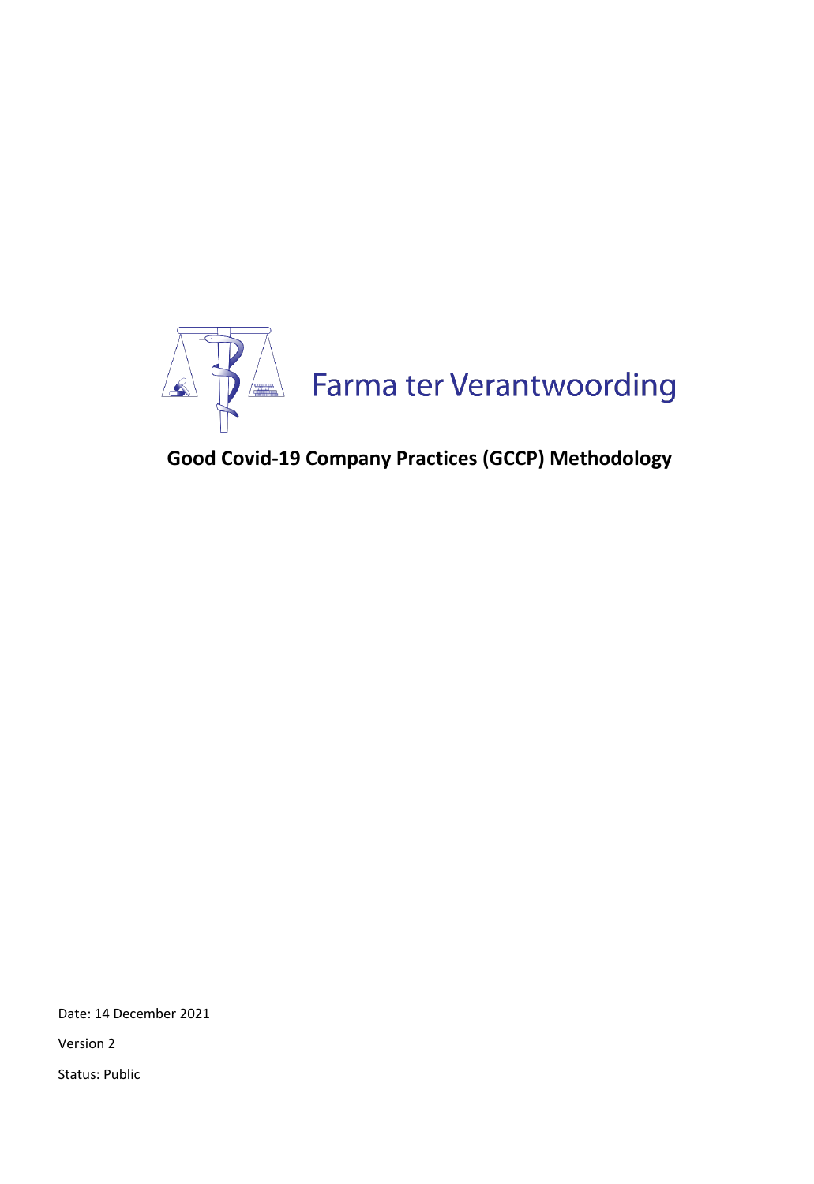Farma ter Verantwoording

# Good Covid-19 Company Practices (GCCP) Methodology

Date: 14 December 2021

Version 2

Status: Public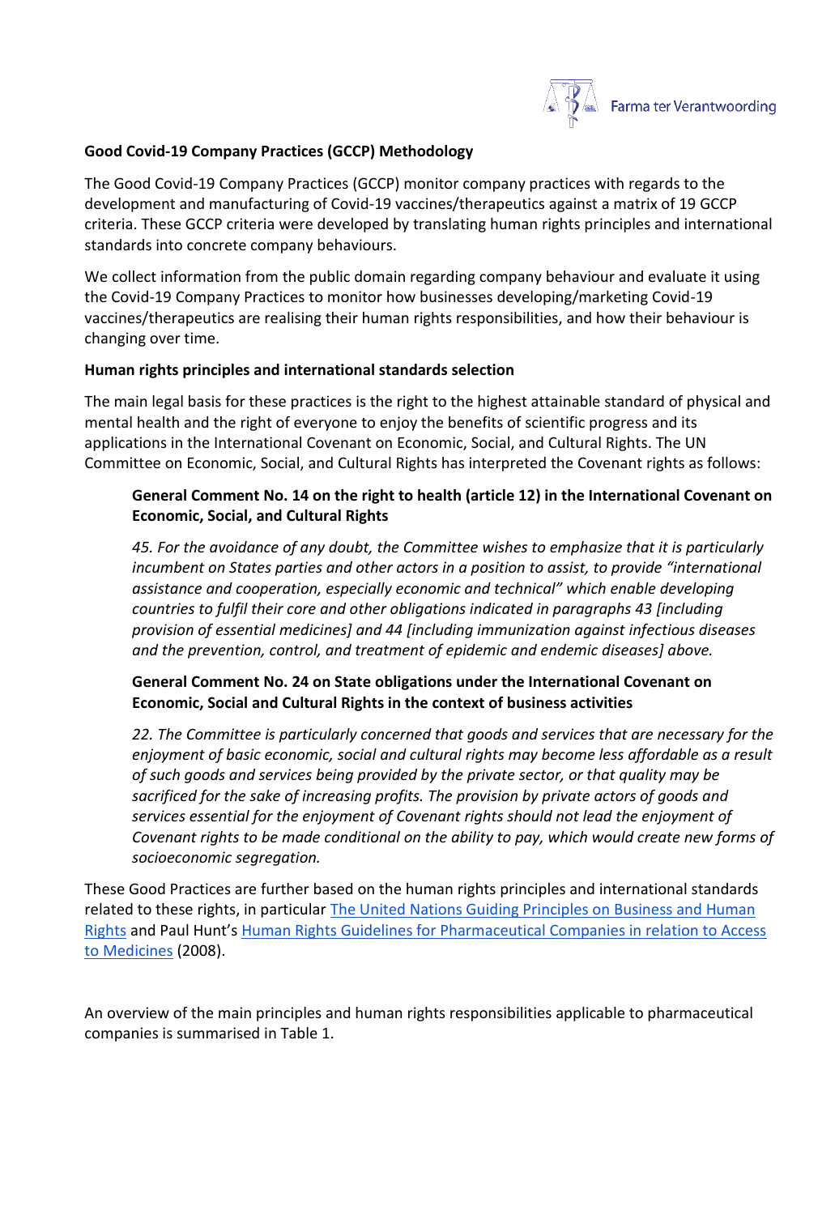**Good Covid-19 Company Practices (GCCP) Methodology**

The Good Covid-19 Company Practices (GCCP) monitor company practices with regards to the development and manufacturing of Covid-19 vaccines/therapeutics against a matrix of 19 GCCP criteria. These GCCP criteria were developed by translating human rights principles and international standards into concrete company behaviours.

We collect information from the public domain regarding company behaviour and evaluate it using the Covid-19 Company Practices to monitor how businesses developing/marketing Covid-19 vaccines/therapeutics are realising their human rights responsibilities, and how their behaviour is changing over time.

**Human rights principles and international standards selection**

The main legal basis for these practices is the right to the highest attainable standard of physical and mental health and the right of everyone to enjoy the benefits of scientific progress and its applications in the International Covenant on Economic, Social, and Cultural Rights. The UN Committee on Economic, Social, and Cultural Rights has interpreted the Covenant rights as follows:

> **General Comment No. 14 on the right to health (article 12) in the International Covenant on Economic, Social, and Cultural Rights**
>
> *45. For the avoidance of any doubt, the Committee wishes to emphasize that it is particularly incumbent on States parties and other actors in a position to assist, to provide "international assistance and cooperation, especially economic and technical" which enable developing countries to fulfil their core and other obligations indicated in paragraphs 43 [including provision of essential medicines] and 44 [including immunization against infectious diseases and the prevention, control, and treatment of epidemic and endemic diseases] above.*
>
> **General Comment No. 24 on State obligations under the International Covenant on Economic, Social and Cultural Rights in the context of business activities**
>
> *22. The Committee is particularly concerned that goods and services that are necessary for the enjoyment of basic economic, social and cultural rights may become less affordable as a result of such goods and services being provided by the private sector, or that quality may be sacrificed for the sake of increasing profits. The provision by private actors of goods and services essential for the enjoyment of Covenant rights should not lead the enjoyment of Covenant rights to be made conditional on the ability to pay, which would create new forms of socioeconomic segregation.*

These Good Practices are further based on the human rights principles and international standards related to these rights, in particular The United Nations Guiding Principles on Business and Human Rights and Paul Hunt's Human Rights Guidelines for Pharmaceutical Companies in relation to Access to Medicines (2008).

An overview of the main principles and human rights responsibilities applicable to pharmaceutical companies is summarised in Table 1.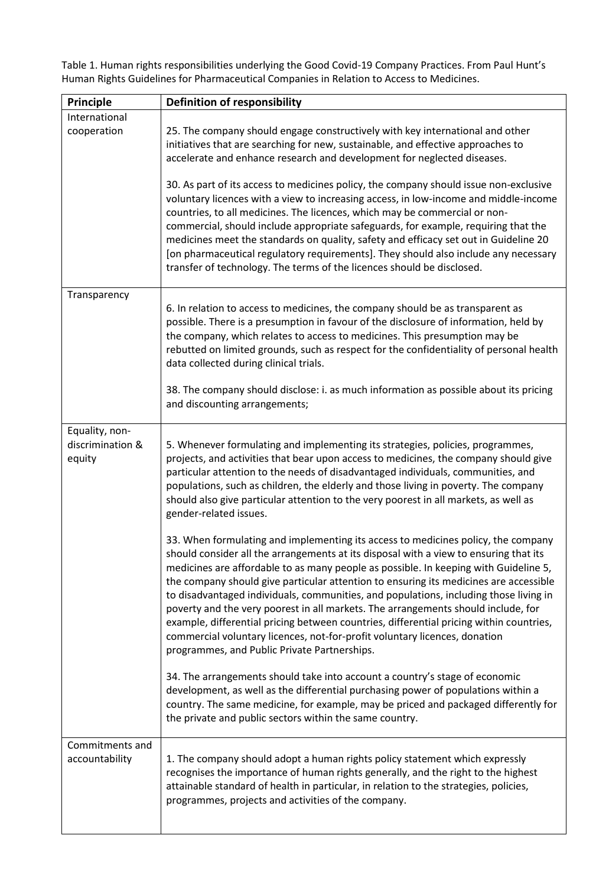Table 1. Human rights responsibilities underlying the Good Covid-19 Company Practices. From Paul Hunt's Human Rights Guidelines for Pharmaceutical Companies in Relation to Access to Medicines.

| Principle | Definition of responsibility |
|---|---|
| International cooperation | 25. The company should engage constructively with key international and other initiatives that are searching for new, sustainable, and effective approaches to accelerate and enhance research and development for neglected diseases.<br><br>30. As part of its access to medicines policy, the company should issue non-exclusive voluntary licences with a view to increasing access, in low-income and middle-income countries, to all medicines. The licences, which may be commercial or non-commercial, should include appropriate safeguards, for example, requiring that the medicines meet the standards on quality, safety and efficacy set out in Guideline 20 [on pharmaceutical regulatory requirements]. They should also include any necessary transfer of technology. The terms of the licences should be disclosed. |
| Transparency | 6. In relation to access to medicines, the company should be as transparent as possible. There is a presumption in favour of the disclosure of information, held by the company, which relates to access to medicines. This presumption may be rebutted on limited grounds, such as respect for the confidentiality of personal health data collected during clinical trials.<br><br>38. The company should disclose: i. as much information as possible about its pricing and discounting arrangements; |
| Equality, non-discrimination & equity | 5. Whenever formulating and implementing its strategies, policies, programmes, projects, and activities that bear upon access to medicines, the company should give particular attention to the needs of disadvantaged individuals, communities, and populations, such as children, the elderly and those living in poverty. The company should also give particular attention to the very poorest in all markets, as well as gender-related issues.<br><br>33. When formulating and implementing its access to medicines policy, the company should consider all the arrangements at its disposal with a view to ensuring that its medicines are affordable to as many people as possible. In keeping with Guideline 5, the company should give particular attention to ensuring its medicines are accessible to disadvantaged individuals, communities, and populations, including those living in poverty and the very poorest in all markets. The arrangements should include, for example, differential pricing between countries, differential pricing within countries, commercial voluntary licences, not-for-profit voluntary licences, donation programmes, and Public Private Partnerships.<br><br>34. The arrangements should take into account a country's stage of economic development, as well as the differential purchasing power of populations within a country. The same medicine, for example, may be priced and packaged differently for the private and public sectors within the same country. |
| Commitments and accountability | 1. The company should adopt a human rights policy statement which expressly recognises the importance of human rights generally, and the right to the highest attainable standard of health in particular, in relation to the strategies, policies, programmes, projects and activities of the company. |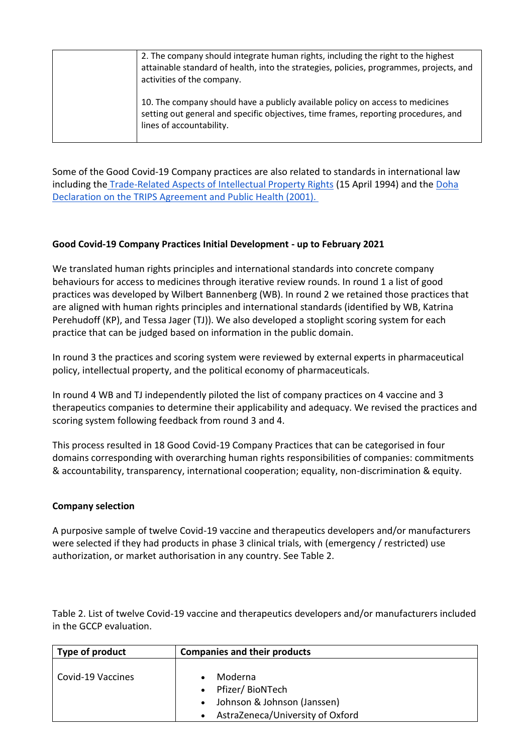| | 2. The company should integrate human rights, including the right to the highest attainable standard of health, into the strategies, policies, programmes, projects, and activities of the company.<br><br>10. The company should have a publicly available policy on access to medicines setting out general and specific objectives, time frames, reporting procedures, and lines of accountability. |
|---|---|

Some of the Good Covid-19 Company practices are also related to standards in international law including the Trade-Related Aspects of Intellectual Property Rights (15 April 1994) and the Doha Declaration on the TRIPS Agreement and Public Health (2001).

### Good Covid-19 Company Practices Initial Development - up to February 2021

We translated human rights principles and international standards into concrete company behaviours for access to medicines through iterative review rounds. In round 1 a list of good practices was developed by Wilbert Bannenberg (WB). In round 2 we retained those practices that are aligned with human rights principles and international standards (identified by WB, Katrina Perehudoff (KP), and Tessa Jager (TJ)). We also developed a stoplight scoring system for each practice that can be judged based on information in the public domain.

In round 3 the practices and scoring system were reviewed by external experts in pharmaceutical policy, intellectual property, and the political economy of pharmaceuticals.

In round 4 WB and TJ independently piloted the list of company practices on 4 vaccine and 3 therapeutics companies to determine their applicability and adequacy. We revised the practices and scoring system following feedback from round 3 and 4.

This process resulted in 18 Good Covid-19 Company Practices that can be categorised in four domains corresponding with overarching human rights responsibilities of companies: commitments & accountability, transparency, international cooperation; equality, non-discrimination & equity.

### Company selection

A purposive sample of twelve Covid-19 vaccine and therapeutics developers and/or manufacturers were selected if they had products in phase 3 clinical trials, with (emergency / restricted) use authorization, or market authorisation in any country. See Table 2.

Table 2. List of twelve Covid-19 vaccine and therapeutics developers and/or manufacturers included in the GCCP evaluation.

| Type of product | Companies and their products |
|---|---|
| Covid-19 Vaccines | • Moderna<br>• Pfizer/ BioNTech<br>• Johnson & Johnson (Janssen)<br>• AstraZeneca/University of Oxford |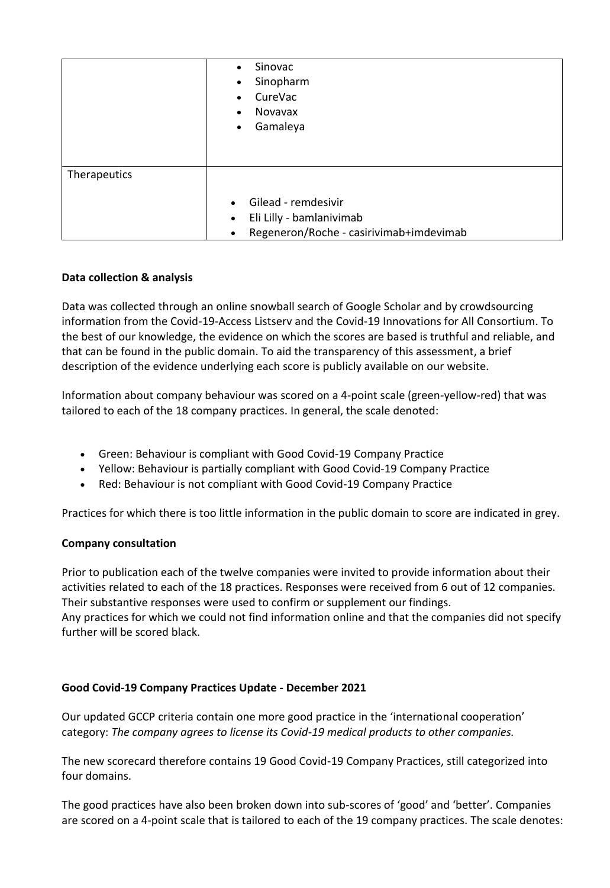| | |
|---|---|
| | - Sinovac<br>- Sinopharm<br>- CureVac<br>- Novavax<br>- Gamaleya |
| Therapeutics | - Gilead - remdesivir<br>- Eli Lilly - bamlanivimab<br>- Regeneron/Roche - casirivimab+imdevimab |

**Data collection & analysis**

Data was collected through an online snowball search of Google Scholar and by crowdsourcing information from the Covid-19-Access Listserv and the Covid-19 Innovations for All Consortium. To the best of our knowledge, the evidence on which the scores are based is truthful and reliable, and that can be found in the public domain. To aid the transparency of this assessment, a brief description of the evidence underlying each score is publicly available on our website.

Information about company behaviour was scored on a 4-point scale (green-yellow-red) that was tailored to each of the 18 company practices. In general, the scale denoted:

- Green: Behaviour is compliant with Good Covid-19 Company Practice
- Yellow: Behaviour is partially compliant with Good Covid-19 Company Practice
- Red: Behaviour is not compliant with Good Covid-19 Company Practice

Practices for which there is too little information in the public domain to score are indicated in grey.

**Company consultation**

Prior to publication each of the twelve companies were invited to provide information about their activities related to each of the 18 practices. Responses were received from 6 out of 12 companies. Their substantive responses were used to confirm or supplement our findings.
Any practices for which we could not find information online and that the companies did not specify further will be scored black.

**Good Covid-19 Company Practices Update - December 2021**

Our updated GCCP criteria contain one more good practice in the 'international cooperation' category: *The company agrees to license its Covid-19 medical products to other companies.*

The new scorecard therefore contains 19 Good Covid-19 Company Practices, still categorized into four domains.

The good practices have also been broken down into sub-scores of 'good' and 'better'. Companies are scored on a 4-point scale that is tailored to each of the 19 company practices. The scale denotes: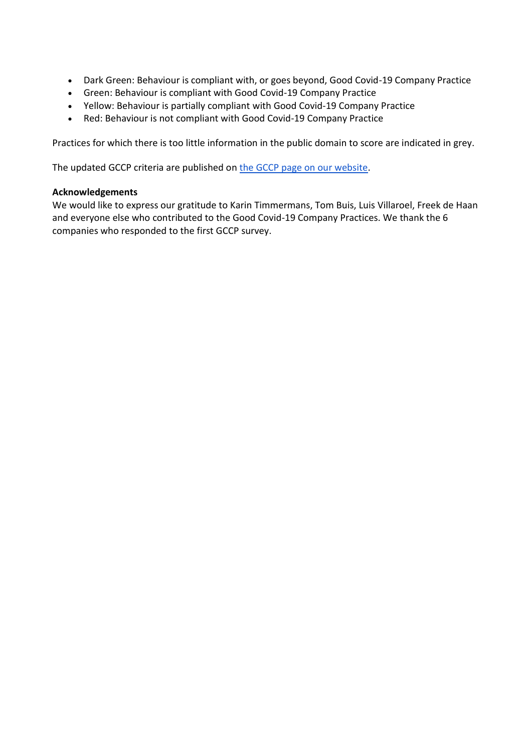- Dark Green: Behaviour is compliant with, or goes beyond, Good Covid-19 Company Practice
- Green: Behaviour is compliant with Good Covid-19 Company Practice
- Yellow: Behaviour is partially compliant with Good Covid-19 Company Practice
- Red: Behaviour is not compliant with Good Covid-19 Company Practice

Practices for which there is too little information in the public domain to score are indicated in grey.

The updated GCCP criteria are published on the GCCP page on our website.

**Acknowledgements**
We would like to express our gratitude to Karin Timmermans, Tom Buis, Luis Villaroel, Freek de Haan and everyone else who contributed to the Good Covid-19 Company Practices. We thank the 6 companies who responded to the first GCCP survey.